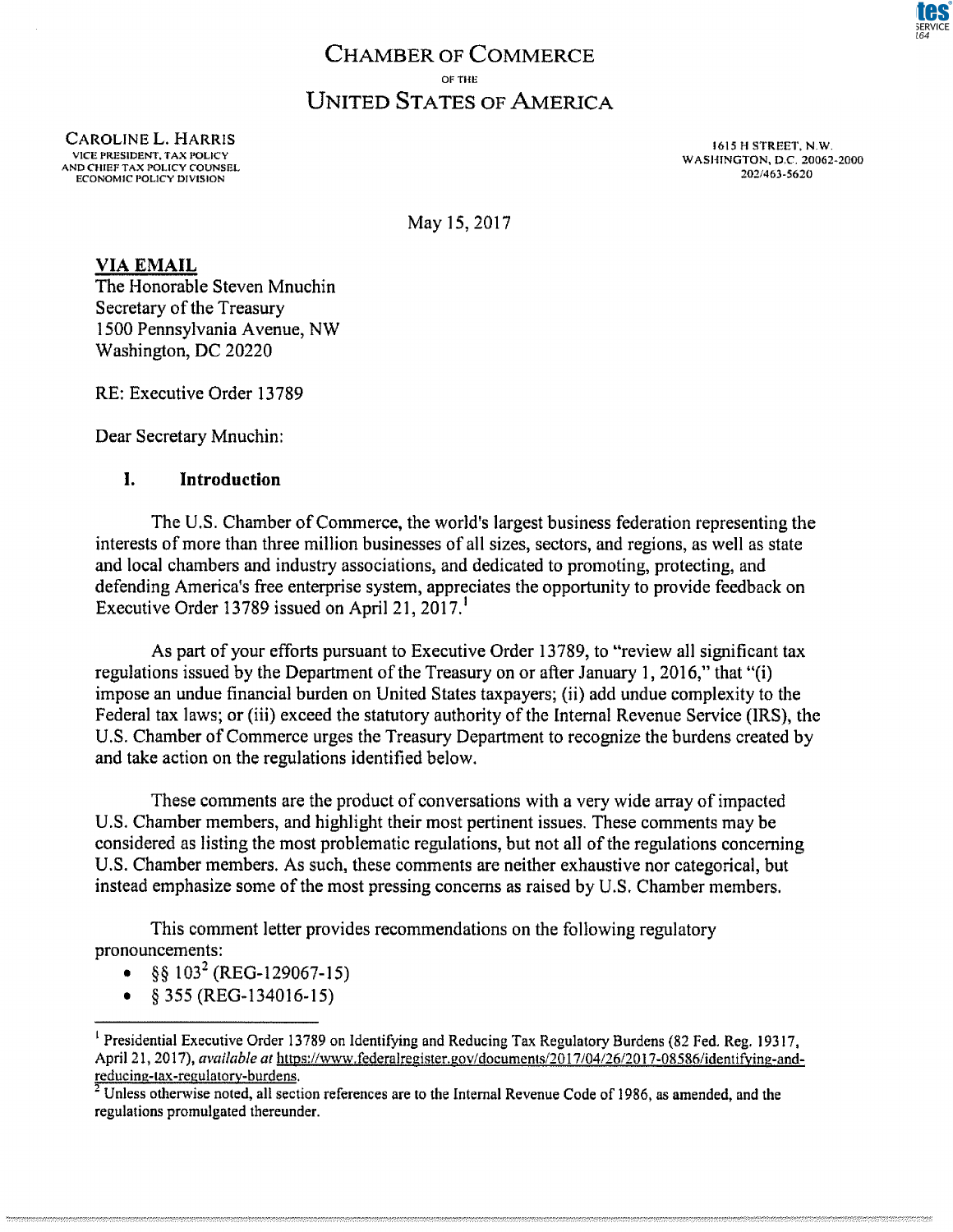# CHAMBER OF COMMERCE
OF THE
# UNITED STATES OF AMERICA

CAROLINE L. HARRIS
VICE PRESIDENT, TAX POLICY
AND CHIEF TAX POLICY COUNSEL
ECONOMIC POLICY DIVISION

1615 H STREET, N.W.
WASHINGTON, D.C. 20062-2000
202/463-5620

May 15, 2017

**VIA EMAIL**
The Honorable Steven Mnuchin
Secretary of the Treasury
1500 Pennsylvania Avenue, NW
Washington, DC 20220

RE: Executive Order 13789

Dear Secretary Mnuchin:

## I. Introduction

The U.S. Chamber of Commerce, the world's largest business federation representing the interests of more than three million businesses of all sizes, sectors, and regions, as well as state and local chambers and industry associations, and dedicated to promoting, protecting, and defending America's free enterprise system, appreciates the opportunity to provide feedback on Executive Order 13789 issued on April 21, 2017.[1]

As part of your efforts pursuant to Executive Order 13789, to "review all significant tax regulations issued by the Department of the Treasury on or after January 1, 2016," that "(i) impose an undue financial burden on United States taxpayers; (ii) add undue complexity to the Federal tax laws; or (iii) exceed the statutory authority of the Internal Revenue Service (IRS), the U.S. Chamber of Commerce urges the Treasury Department to recognize the burdens created by and take action on the regulations identified below.

These comments are the product of conversations with a very wide array of impacted U.S. Chamber members, and highlight their most pertinent issues. These comments may be considered as listing the most problematic regulations, but not all of the regulations concerning U.S. Chamber members. As such, these comments are neither exhaustive nor categorical, but instead emphasize some of the most pressing concerns as raised by U.S. Chamber members.

This comment letter provides recommendations on the following regulatory pronouncements:

- §§ 103[2] (REG-129067-15)
- § 355 (REG-134016-15)

---

[1] Presidential Executive Order 13789 on Identifying and Reducing Tax Regulatory Burdens (82 Fed. Reg. 19317, April 21, 2017), *available at* https://www.federalregister.gov/documents/2017/04/26/2017-08586/identifying-and-reducing-tax-regulatory-burdens.

[2] Unless otherwise noted, all section references are to the Internal Revenue Code of 1986, as amended, and the regulations promulgated thereunder.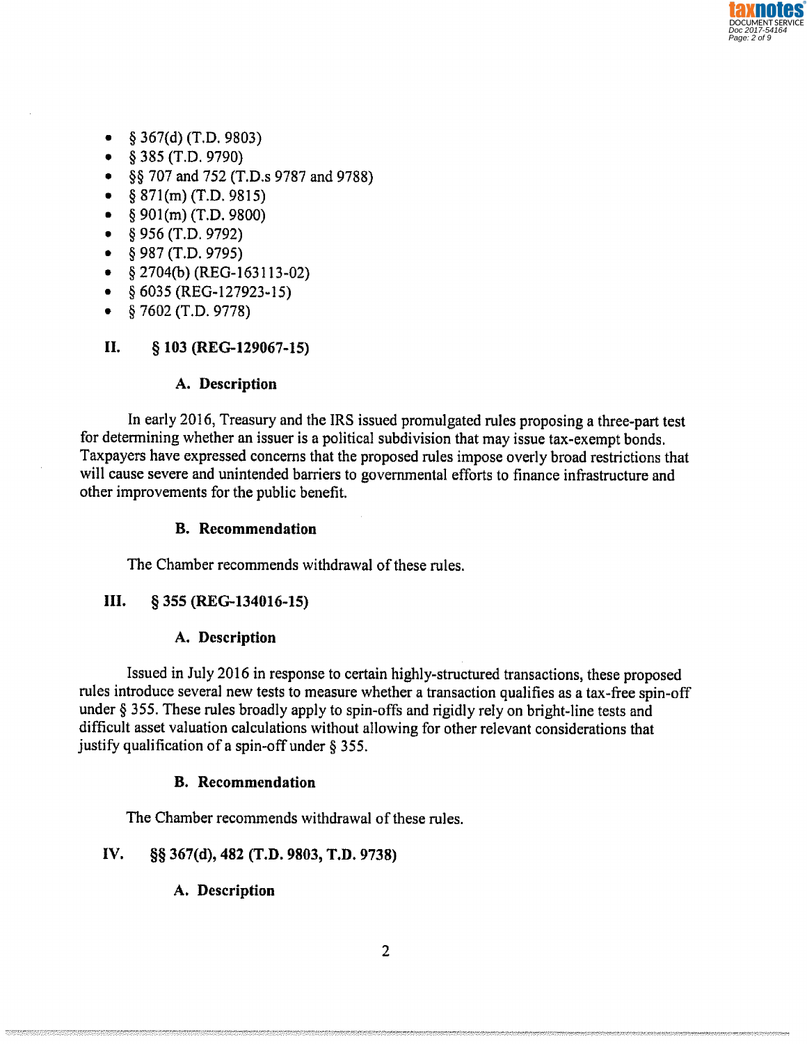- § 367(d) (T.D. 9803)
- § 385 (T.D. 9790)
- §§ 707 and 752 (T.D.s 9787 and 9788)
- § 871(m) (T.D. 9815)
- § 901(m) (T.D. 9800)
- § 956 (T.D. 9792)
- § 987 (T.D. 9795)
- § 2704(b) (REG-163113-02)
- § 6035 (REG-127923-15)
- § 7602 (T.D. 9778)

## II. § 103 (REG-129067-15)

### A. Description

In early 2016, Treasury and the IRS issued promulgated rules proposing a three-part test for determining whether an issuer is a political subdivision that may issue tax-exempt bonds. Taxpayers have expressed concerns that the proposed rules impose overly broad restrictions that will cause severe and unintended barriers to governmental efforts to finance infrastructure and other improvements for the public benefit.

### B. Recommendation

The Chamber recommends withdrawal of these rules.

## III. § 355 (REG-134016-15)

### A. Description

Issued in July 2016 in response to certain highly-structured transactions, these proposed rules introduce several new tests to measure whether a transaction qualifies as a tax-free spin-off under § 355. These rules broadly apply to spin-offs and rigidly rely on bright-line tests and difficult asset valuation calculations without allowing for other relevant considerations that justify qualification of a spin-off under § 355.

### B. Recommendation

The Chamber recommends withdrawal of these rules.

## IV. §§ 367(d), 482 (T.D. 9803, T.D. 9738)

### A. Description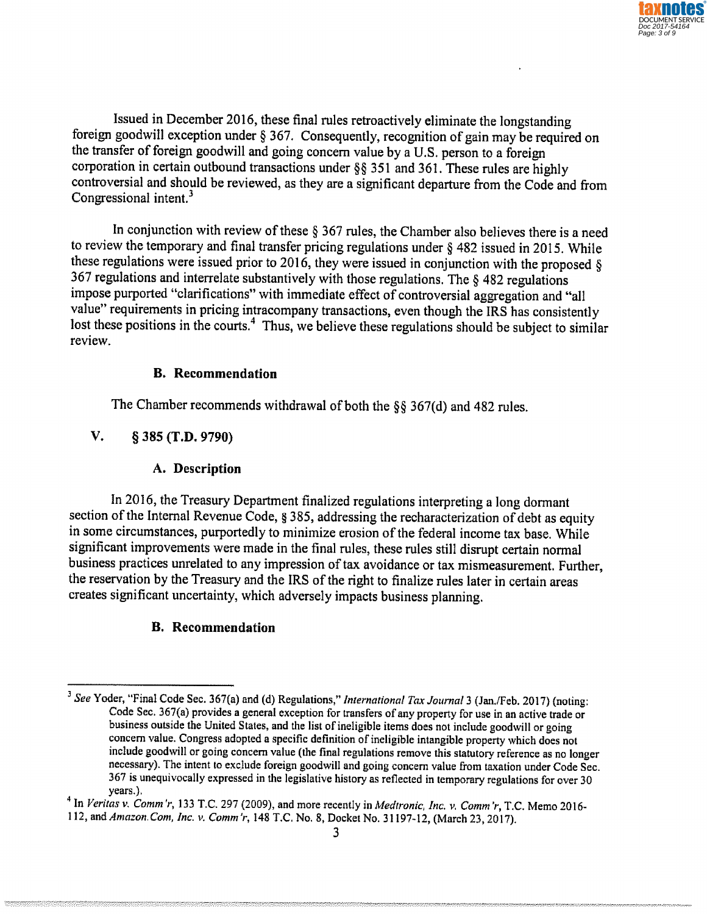Issued in December 2016, these final rules retroactively eliminate the longstanding foreign goodwill exception under § 367. Consequently, recognition of gain may be required on the transfer of foreign goodwill and going concern value by a U.S. person to a foreign corporation in certain outbound transactions under §§ 351 and 361. These rules are highly controversial and should be reviewed, as they are a significant departure from the Code and from Congressional intent.[3]

In conjunction with review of these § 367 rules, the Chamber also believes there is a need to review the temporary and final transfer pricing regulations under § 482 issued in 2015. While these regulations were issued prior to 2016, they were issued in conjunction with the proposed § 367 regulations and interrelate substantively with those regulations. The § 482 regulations impose purported "clarifications" with immediate effect of controversial aggregation and "all value" requirements in pricing intracompany transactions, even though the IRS has consistently lost these positions in the courts.[4] Thus, we believe these regulations should be subject to similar review.

### B. Recommendation

The Chamber recommends withdrawal of both the §§ 367(d) and 482 rules.

## V. § 385 (T.D. 9790)

### A. Description

In 2016, the Treasury Department finalized regulations interpreting a long dormant section of the Internal Revenue Code, § 385, addressing the recharacterization of debt as equity in some circumstances, purportedly to minimize erosion of the federal income tax base. While significant improvements were made in the final rules, these rules still disrupt certain normal business practices unrelated to any impression of tax avoidance or tax mismeasurement. Further, the reservation by the Treasury and the IRS of the right to finalize rules later in certain areas creates significant uncertainty, which adversely impacts business planning.

### B. Recommendation

---

[3] *See* Yoder, "Final Code Sec. 367(a) and (d) Regulations," *International Tax Journal* 3 (Jan./Feb. 2017) (noting: Code Sec. 367(a) provides a general exception for transfers of any property for use in an active trade or business outside the United States, and the list of ineligible items does not include goodwill or going concern value. Congress adopted a specific definition of ineligible intangible property which does not include goodwill or going concern value (the final regulations remove this statutory reference as no longer necessary). The intent to exclude foreign goodwill and going concern value from taxation under Code Sec. 367 is unequivocally expressed in the legislative history as reflected in temporary regulations for over 30 years.).

[4] In *Veritas v. Comm'r*, 133 T.C. 297 (2009), and more recently in *Medtronic, Inc. v. Comm'r*, T.C. Memo 2016-112, and *Amazon.Com, Inc. v. Comm'r*, 148 T.C. No. 8, Docket No. 31197-12, (March 23, 2017).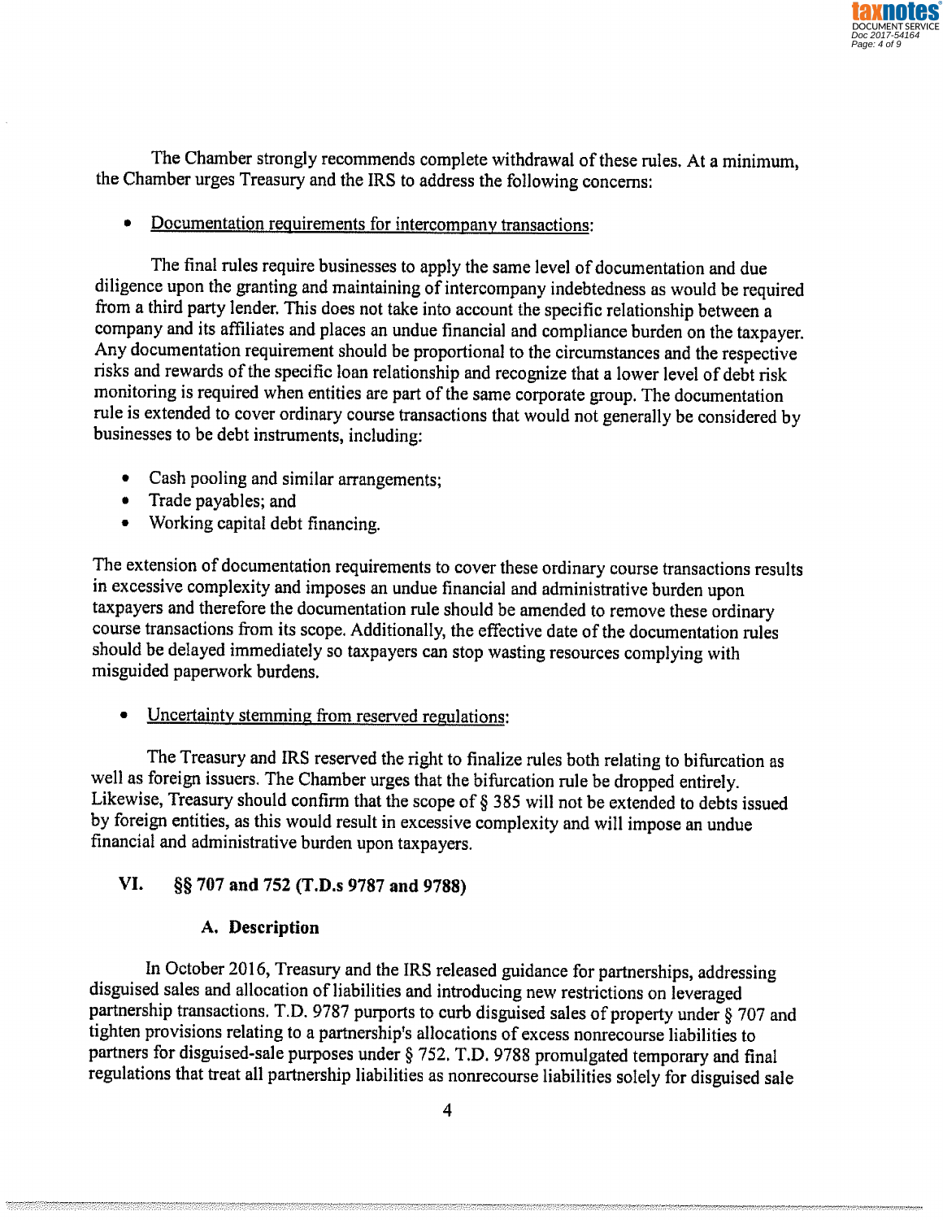The Chamber strongly recommends complete withdrawal of these rules. At a minimum, the Chamber urges Treasury and the IRS to address the following concerns:

- Documentation requirements for intercompany transactions:

The final rules require businesses to apply the same level of documentation and due diligence upon the granting and maintaining of intercompany indebtedness as would be required from a third party lender. This does not take into account the specific relationship between a company and its affiliates and places an undue financial and compliance burden on the taxpayer. Any documentation requirement should be proportional to the circumstances and the respective risks and rewards of the specific loan relationship and recognize that a lower level of debt risk monitoring is required when entities are part of the same corporate group. The documentation rule is extended to cover ordinary course transactions that would not generally be considered by businesses to be debt instruments, including:

- Cash pooling and similar arrangements;
- Trade payables; and
- Working capital debt financing.

The extension of documentation requirements to cover these ordinary course transactions results in excessive complexity and imposes an undue financial and administrative burden upon taxpayers and therefore the documentation rule should be amended to remove these ordinary course transactions from its scope. Additionally, the effective date of the documentation rules should be delayed immediately so taxpayers can stop wasting resources complying with misguided paperwork burdens.

- Uncertainty stemming from reserved regulations:

The Treasury and IRS reserved the right to finalize rules both relating to bifurcation as well as foreign issuers. The Chamber urges that the bifurcation rule be dropped entirely. Likewise, Treasury should confirm that the scope of § 385 will not be extended to debts issued by foreign entities, as this would result in excessive complexity and will impose an undue financial and administrative burden upon taxpayers.

## VI. §§ 707 and 752 (T.D.s 9787 and 9788)

### A. Description

In October 2016, Treasury and the IRS released guidance for partnerships, addressing disguised sales and allocation of liabilities and introducing new restrictions on leveraged partnership transactions. T.D. 9787 purports to curb disguised sales of property under § 707 and tighten provisions relating to a partnership's allocations of excess nonrecourse liabilities to partners for disguised-sale purposes under § 752. T.D. 9788 promulgated temporary and final regulations that treat all partnership liabilities as nonrecourse liabilities solely for disguised sale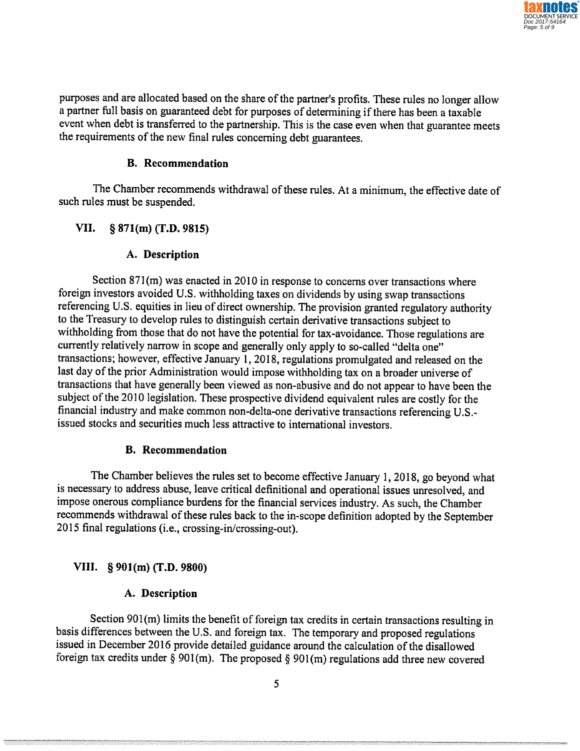purposes and are allocated based on the share of the partner's profits. These rules no longer allow a partner full basis on guaranteed debt for purposes of determining if there has been a taxable event when debt is transferred to the partnership. This is the case even when that guarantee meets the requirements of the new final rules concerning debt guarantees.

### B. Recommendation

The Chamber recommends withdrawal of these rules. At a minimum, the effective date of such rules must be suspended.

## VII. § 871(m) (T.D. 9815)

### A. Description

Section 871(m) was enacted in 2010 in response to concerns over transactions where foreign investors avoided U.S. withholding taxes on dividends by using swap transactions referencing U.S. equities in lieu of direct ownership. The provision granted regulatory authority to the Treasury to develop rules to distinguish certain derivative transactions subject to withholding from those that do not have the potential for tax-avoidance. Those regulations are currently relatively narrow in scope and generally only apply to so-called "delta one" transactions; however, effective January 1, 2018, regulations promulgated and released on the last day of the prior Administration would impose withholding tax on a broader universe of transactions that have generally been viewed as non-abusive and do not appear to have been the subject of the 2010 legislation. These prospective dividend equivalent rules are costly for the financial industry and make common non-delta-one derivative transactions referencing U.S.-issued stocks and securities much less attractive to international investors.

### B. Recommendation

The Chamber believes the rules set to become effective January 1, 2018, go beyond what is necessary to address abuse, leave critical definitional and operational issues unresolved, and impose onerous compliance burdens for the financial services industry. As such, the Chamber recommends withdrawal of these rules back to the in-scope definition adopted by the September 2015 final regulations (i.e., crossing-in/crossing-out).

## VIII. § 901(m) (T.D. 9800)

### A. Description

Section 901(m) limits the benefit of foreign tax credits in certain transactions resulting in basis differences between the U.S. and foreign tax. The temporary and proposed regulations issued in December 2016 provide detailed guidance around the calculation of the disallowed foreign tax credits under § 901(m). The proposed § 901(m) regulations add three new covered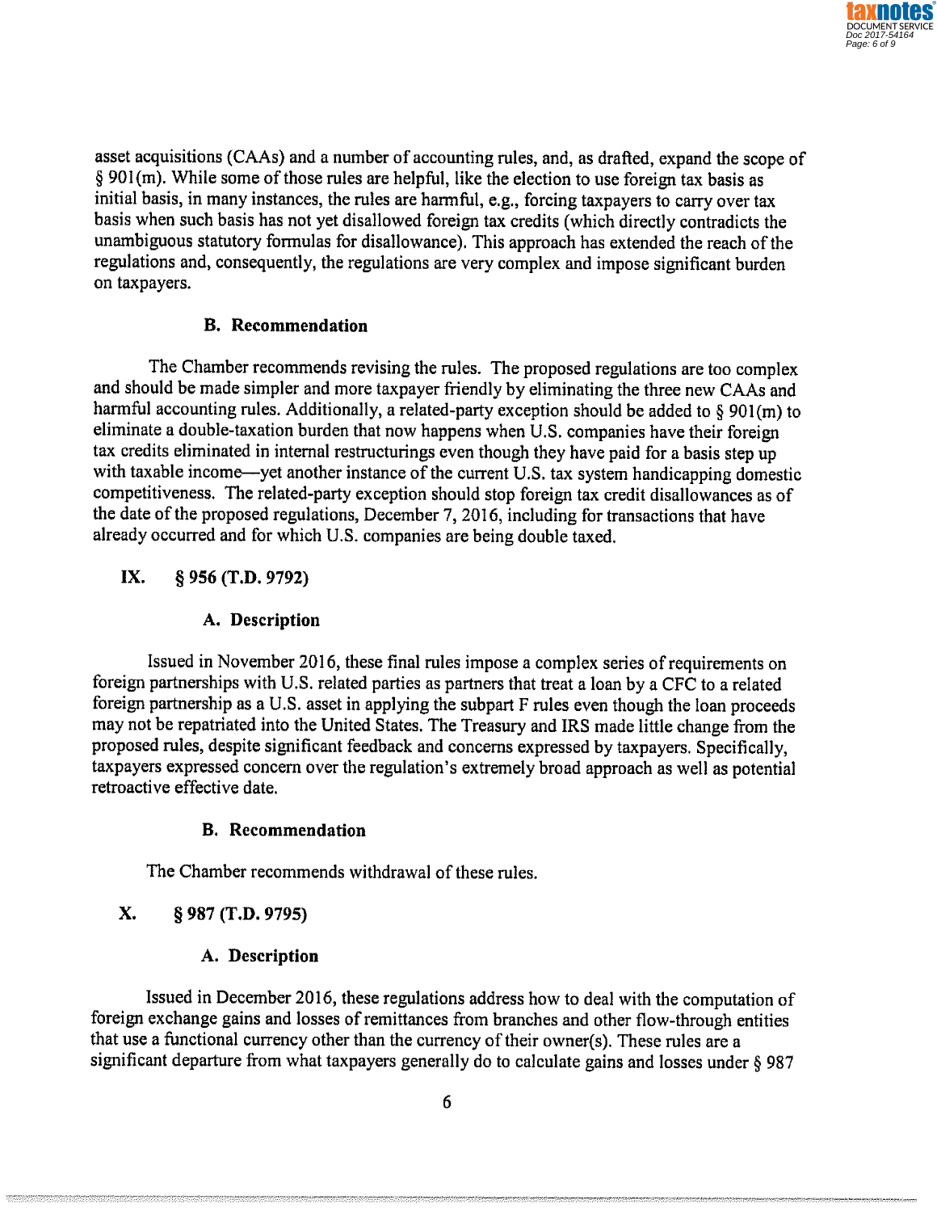asset acquisitions (CAAs) and a number of accounting rules, and, as drafted, expand the scope of § 901(m). While some of those rules are helpful, like the election to use foreign tax basis as initial basis, in many instances, the rules are harmful, e.g., forcing taxpayers to carry over tax basis when such basis has not yet disallowed foreign tax credits (which directly contradicts the unambiguous statutory formulas for disallowance). This approach has extended the reach of the regulations and, consequently, the regulations are very complex and impose significant burden on taxpayers.

### B. Recommendation

The Chamber recommends revising the rules. The proposed regulations are too complex and should be made simpler and more taxpayer friendly by eliminating the three new CAAs and harmful accounting rules. Additionally, a related-party exception should be added to § 901(m) to eliminate a double-taxation burden that now happens when U.S. companies have their foreign tax credits eliminated in internal restructurings even though they have paid for a basis step up with taxable income—yet another instance of the current U.S. tax system handicapping domestic competitiveness. The related-party exception should stop foreign tax credit disallowances as of the date of the proposed regulations, December 7, 2016, including for transactions that have already occurred and for which U.S. companies are being double taxed.

## IX. § 956 (T.D. 9792)

### A. Description

Issued in November 2016, these final rules impose a complex series of requirements on foreign partnerships with U.S. related parties as partners that treat a loan by a CFC to a related foreign partnership as a U.S. asset in applying the subpart F rules even though the loan proceeds may not be repatriated into the United States. The Treasury and IRS made little change from the proposed rules, despite significant feedback and concerns expressed by taxpayers. Specifically, taxpayers expressed concern over the regulation's extremely broad approach as well as potential retroactive effective date.

### B. Recommendation

The Chamber recommends withdrawal of these rules.

## X. § 987 (T.D. 9795)

### A. Description

Issued in December 2016, these regulations address how to deal with the computation of foreign exchange gains and losses of remittances from branches and other flow-through entities that use a functional currency other than the currency of their owner(s). These rules are a significant departure from what taxpayers generally do to calculate gains and losses under § 987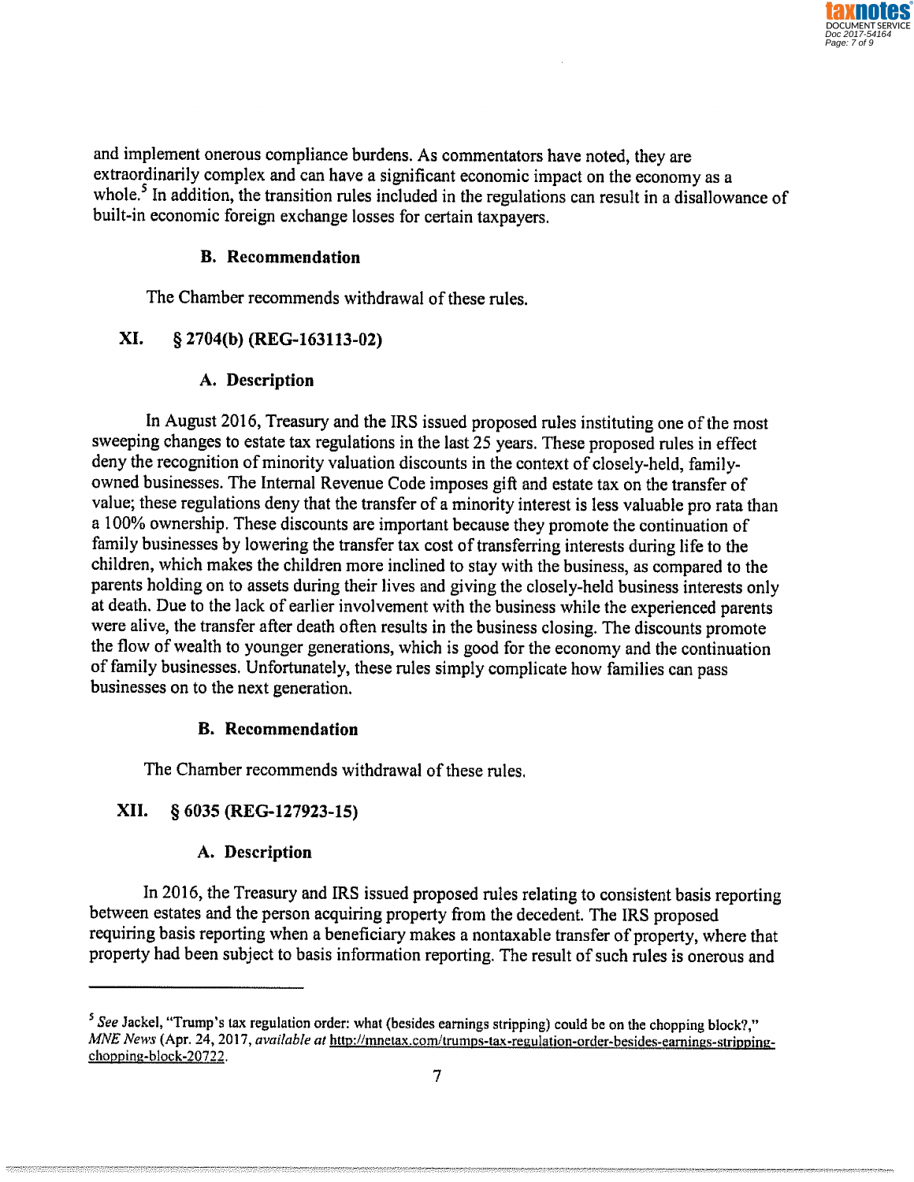and implement onerous compliance burdens. As commentators have noted, they are extraordinarily complex and can have a significant economic impact on the economy as a whole.[5] In addition, the transition rules included in the regulations can result in a disallowance of built-in economic foreign exchange losses for certain taxpayers.

### B. Recommendation

The Chamber recommends withdrawal of these rules.

## XI. § 2704(b) (REG-163113-02)

### A. Description

In August 2016, Treasury and the IRS issued proposed rules instituting one of the most sweeping changes to estate tax regulations in the last 25 years. These proposed rules in effect deny the recognition of minority valuation discounts in the context of closely-held, family-owned businesses. The Internal Revenue Code imposes gift and estate tax on the transfer of value; these regulations deny that the transfer of a minority interest is less valuable pro rata than a 100% ownership. These discounts are important because they promote the continuation of family businesses by lowering the transfer tax cost of transferring interests during life to the children, which makes the children more inclined to stay with the business, as compared to the parents holding on to assets during their lives and giving the closely-held business interests only at death. Due to the lack of earlier involvement with the business while the experienced parents were alive, the transfer after death often results in the business closing. The discounts promote the flow of wealth to younger generations, which is good for the economy and the continuation of family businesses. Unfortunately, these rules simply complicate how families can pass businesses on to the next generation.

### B. Recommendation

The Chamber recommends withdrawal of these rules.

## XII. § 6035 (REG-127923-15)

### A. Description

In 2016, the Treasury and IRS issued proposed rules relating to consistent basis reporting between estates and the person acquiring property from the decedent. The IRS proposed requiring basis reporting when a beneficiary makes a nontaxable transfer of property, where that property had been subject to basis information reporting. The result of such rules is onerous and

---

[5] *See* Jackel, "Trump's tax regulation order: what (besides earnings stripping) could be on the chopping block?," *MNE News* (Apr. 24, 2017, *available at* http://mnetax.com/trumps-tax-regulation-order-besides-earnings-stripping-chopping-block-20722.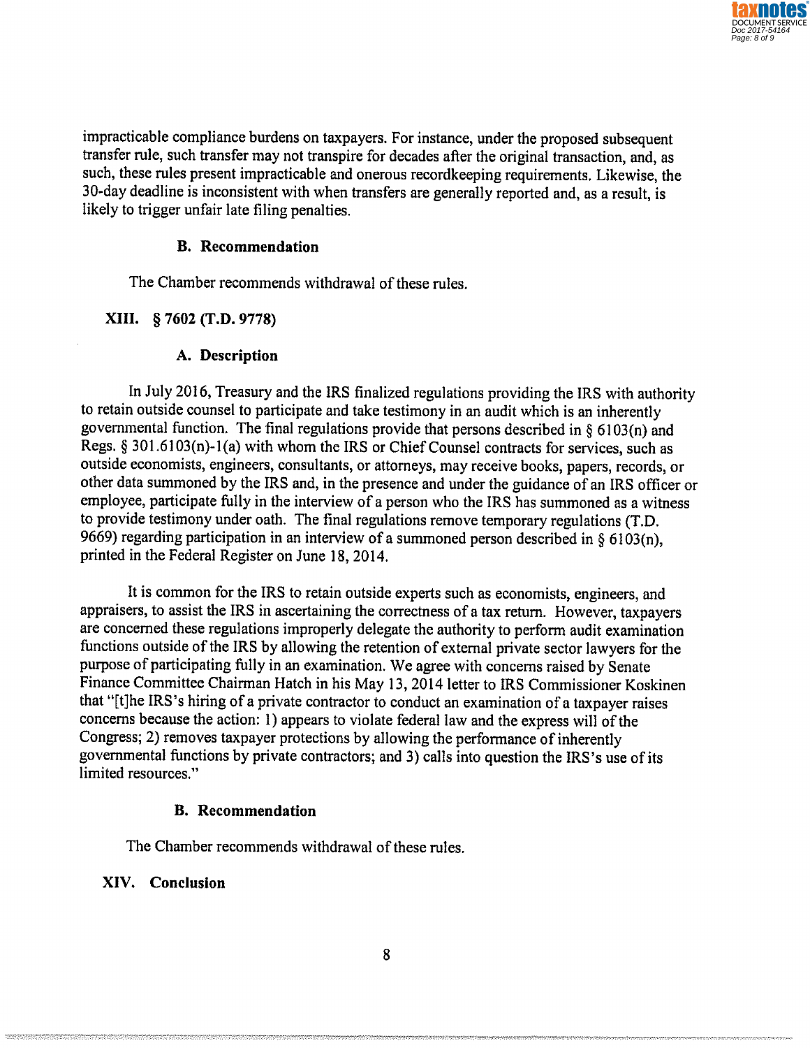impracticable compliance burdens on taxpayers. For instance, under the proposed subsequent transfer rule, such transfer may not transpire for decades after the original transaction, and, as such, these rules present impracticable and onerous recordkeeping requirements. Likewise, the 30-day deadline is inconsistent with when transfers are generally reported and, as a result, is likely to trigger unfair late filing penalties.

### B. Recommendation

The Chamber recommends withdrawal of these rules.

## XIII. § 7602 (T.D. 9778)

### A. Description

In July 2016, Treasury and the IRS finalized regulations providing the IRS with authority to retain outside counsel to participate and take testimony in an audit which is an inherently governmental function. The final regulations provide that persons described in § 6103(n) and Regs. § 301.6103(n)-1(a) with whom the IRS or Chief Counsel contracts for services, such as outside economists, engineers, consultants, or attorneys, may receive books, papers, records, or other data summoned by the IRS and, in the presence and under the guidance of an IRS officer or employee, participate fully in the interview of a person who the IRS has summoned as a witness to provide testimony under oath. The final regulations remove temporary regulations (T.D. 9669) regarding participation in an interview of a summoned person described in § 6103(n), printed in the Federal Register on June 18, 2014.

It is common for the IRS to retain outside experts such as economists, engineers, and appraisers, to assist the IRS in ascertaining the correctness of a tax return. However, taxpayers are concerned these regulations improperly delegate the authority to perform audit examination functions outside of the IRS by allowing the retention of external private sector lawyers for the purpose of participating fully in an examination. We agree with concerns raised by Senate Finance Committee Chairman Hatch in his May 13, 2014 letter to IRS Commissioner Koskinen that "[t]he IRS's hiring of a private contractor to conduct an examination of a taxpayer raises concerns because the action: 1) appears to violate federal law and the express will of the Congress; 2) removes taxpayer protections by allowing the performance of inherently governmental functions by private contractors; and 3) calls into question the IRS's use of its limited resources."

### B. Recommendation

The Chamber recommends withdrawal of these rules.

## XIV. Conclusion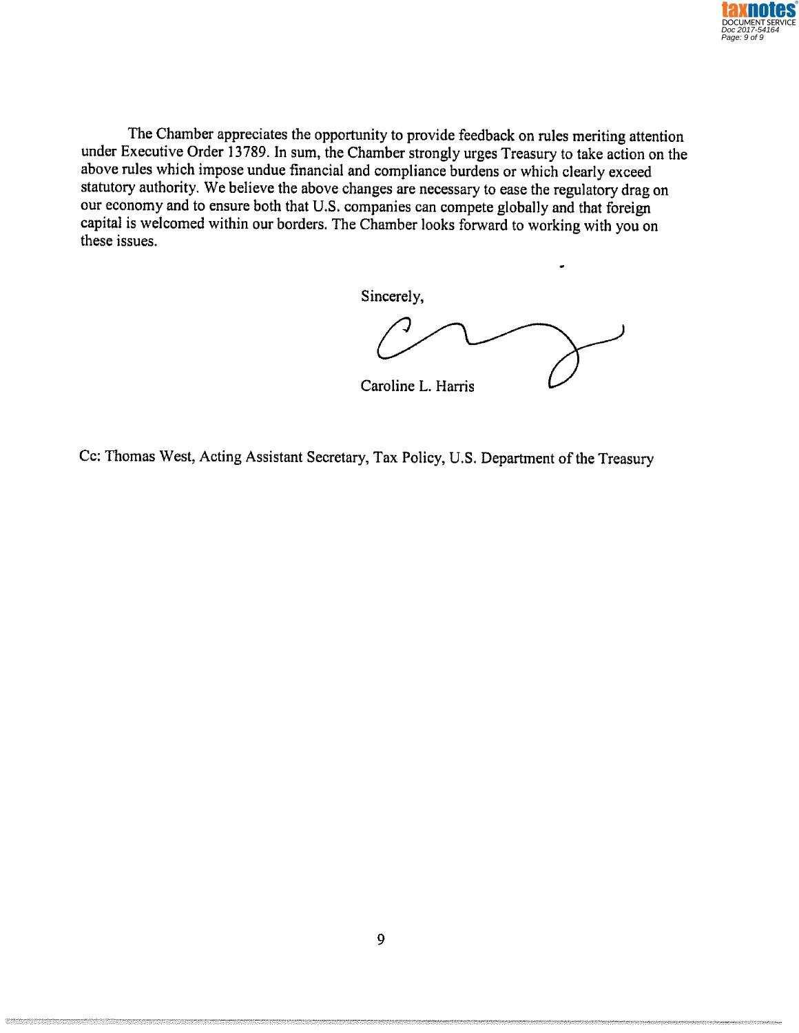The Chamber appreciates the opportunity to provide feedback on rules meriting attention under Executive Order 13789. In sum, the Chamber strongly urges Treasury to take action on the above rules which impose undue financial and compliance burdens or which clearly exceed statutory authority. We believe the above changes are necessary to ease the regulatory drag on our economy and to ensure both that U.S. companies can compete globally and that foreign capital is welcomed within our borders. The Chamber looks forward to working with you on these issues.

Sincerely,

Caroline L. Harris

Cc: Thomas West, Acting Assistant Secretary, Tax Policy, U.S. Department of the Treasury